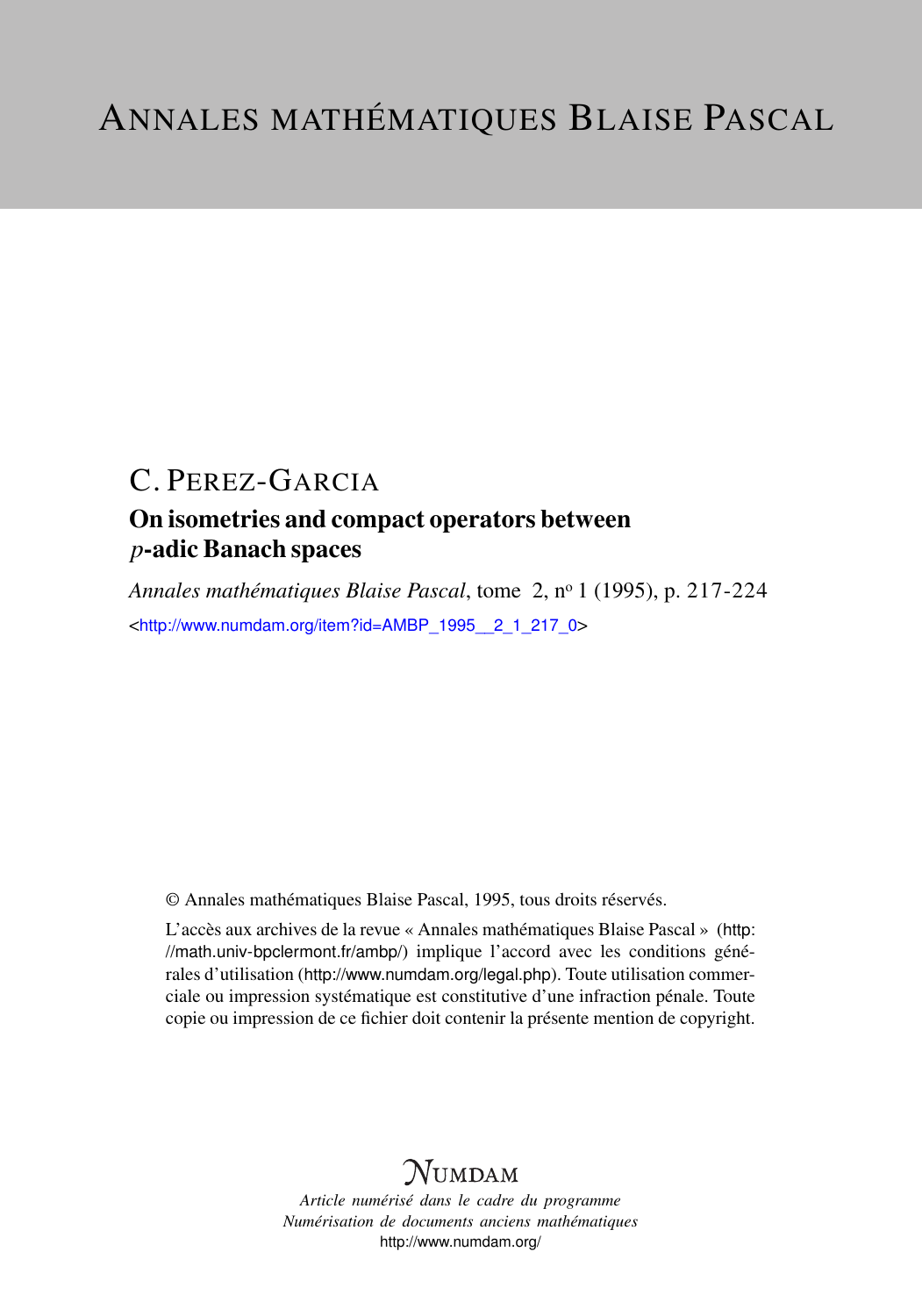# ANNALES MATHÉMATIQUES BLAISE PASCAL

## C. PEREZ-GARCIA

### On isometries and compact operators between $p$-adic Banach spaces

*Annales mathématiques Blaise Pascal*, tome 2, n$^{o}$ 1 (1995), p. 217-224

<http://www.numdam.org/item?id=AMBP_1995__2_1_217_0>

© Annales mathématiques Blaise Pascal, 1995, tous droits réservés.

L'accès aux archives de la revue « Annales mathématiques Blaise Pascal » (http://math.univ-bpclermont.fr/ambp/) implique l'accord avec les conditions générales d'utilisation (http://www.numdam.org/legal.php). Toute utilisation commerciale ou impression systématique est constitutive d'une infraction pénale. Toute copie ou impression de ce fichier doit contenir la présente mention de copyright.

NUMDAM

*Article numérisé dans le cadre du programme Numérisation de documents anciens mathématiques*
http://www.numdam.org/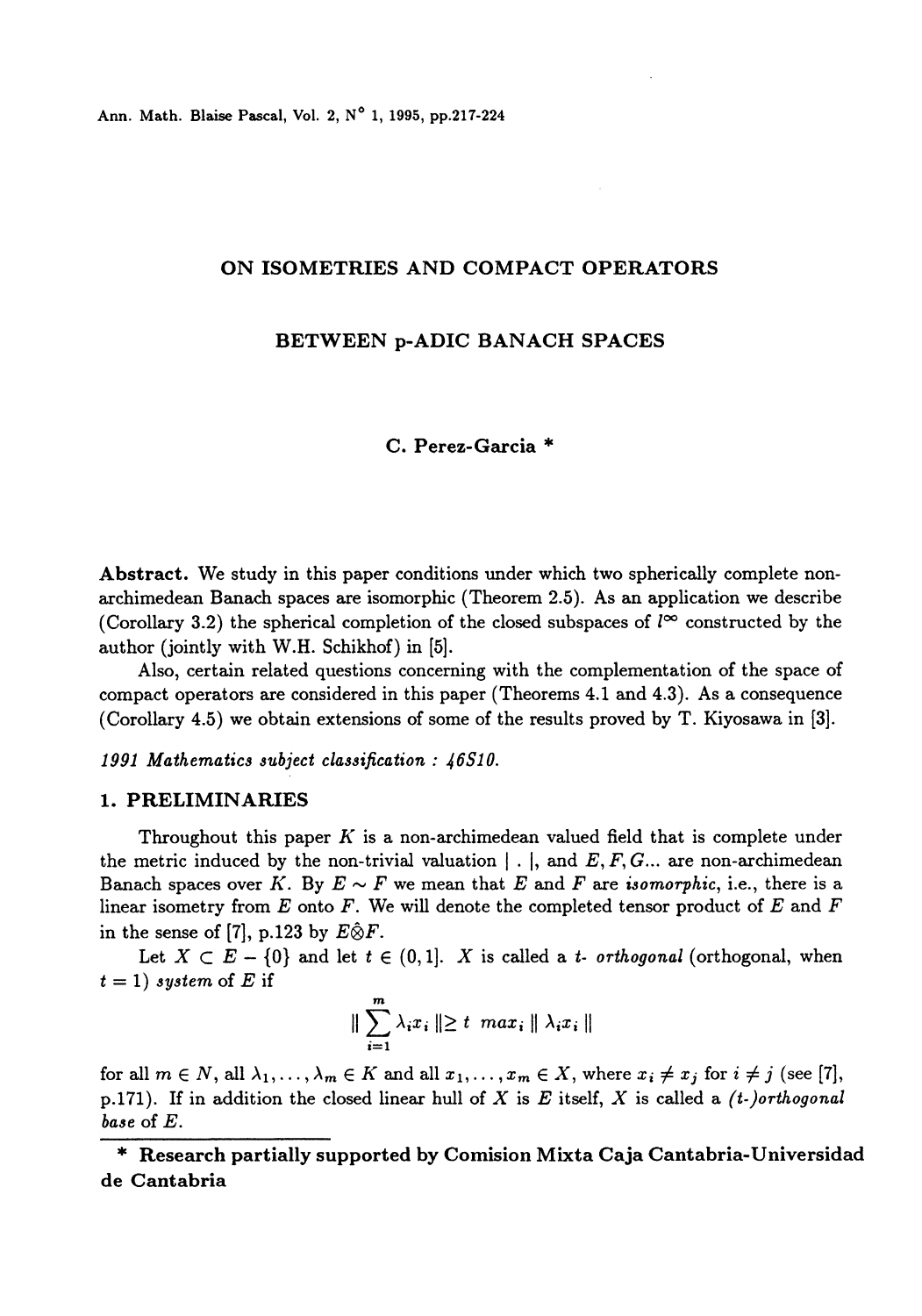# ON ISOMETRIES AND COMPACT OPERATORS

# BETWEEN p-ADIC BANACH SPACES

C. Perez-Garcia *

**Abstract.** We study in this paper conditions under which two spherically complete non-archimedean Banach spaces are isomorphic (Theorem 2.5). As an application we describe (Corollary 3.2) the spherical completion of the closed subspaces of $l^\infty$ constructed by the author (jointly with W.H. Schikhof) in [5].

Also, certain related questions concerning with the complementation of the space of compact operators are considered in this paper (Theorems 4.1 and 4.3). As a consequence (Corollary 4.5) we obtain extensions of some of the results proved by T. Kiyosawa in [3].

*1991 Mathematics subject classification : 46S10.*

## 1. PRELIMINARIES

Throughout this paper $K$ is a non-archimedean valued field that is complete under the metric induced by the non-trivial valuation $|\,.\,|$, and $E, F, G...$ are non-archimedean Banach spaces over $K$. By $E \sim F$ we mean that $E$ and $F$ are *isomorphic*, i.e., there is a linear isometry from $E$ onto $F$. We will denote the completed tensor product of $E$ and $F$ in the sense of [7], p.123 by $E\hat{\otimes}F$.

Let $X \subset E - \{0\}$ and let $t \in (0,1]$. $X$ is called a *t- orthogonal* (orthogonal, when $t = 1$) *system* of $E$ if

$$\| \sum_{i=1}^{m} \lambda_i x_i \| \geq t \ max_i \| \lambda_i x_i \|$$

for all $m \in N$, all $\lambda_1, \ldots, \lambda_m \in K$ and all $x_1, \ldots, x_m \in X$, where $x_i \neq x_j$ for $i \neq j$ (see [7], p.171). If in addition the closed linear hull of $X$ is $E$ itself, $X$ is called a *(t-)orthogonal base* of $E$.

\* **Research partially supported by Comision Mixta Caja Cantabria-Universidad de Cantabria**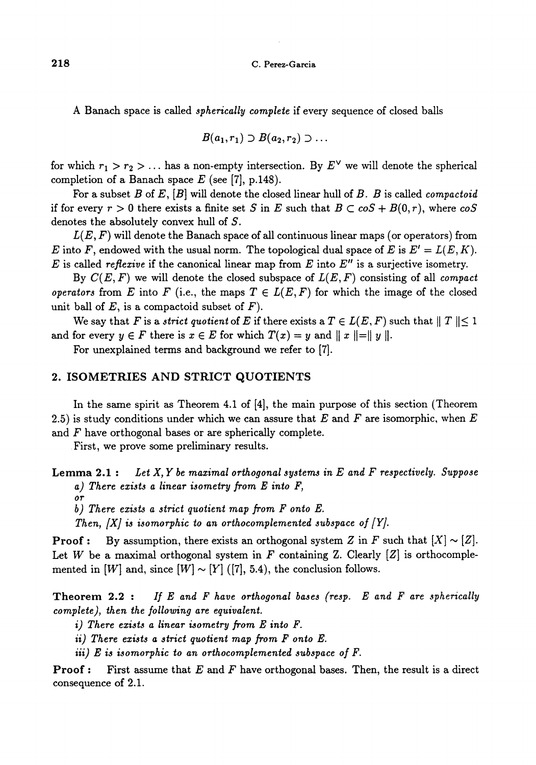A Banach space is called *spherically complete* if every sequence of closed balls

$$B(a_1, r_1) \supset B(a_2, r_2) \supset \dots$$

for which $r_1 > r_2 > \dots$ has a non-empty intersection. By $E^\vee$ we will denote the spherical completion of a Banach space $E$ (see [7], p.148).

For a subset $B$ of $E$, $[B]$ will denote the closed linear hull of $B$. $B$ is called *compactoid* if for every $r > 0$ there exists a finite set $S$ in $E$ such that $B \subset coS + B(0, r)$, where $coS$ denotes the absolutely convex hull of $S$.

$L(E, F)$ will denote the Banach space of all continuous linear maps (or operators) from $E$ into $F$, endowed with the usual norm. The topological dual space of $E$ is $E' = L(E, K)$. $E$ is called *reflexive* if the canonical linear map from $E$ into $E''$ is a surjective isometry.

By $C(E, F)$ we will denote the closed subspace of $L(E, F)$ consisting of all *compact operators* from $E$ into $F$ (i.e., the maps $T \in L(E, F)$ for which the image of the closed unit ball of $E$, is a compactoid subset of $F$).

We say that $F$ is a *strict quotient* of $E$ if there exists a $T \in L(E, F)$ such that $\| T \| \leq 1$ and for every $y \in F$ there is $x \in E$ for which $T(x) = y$ and $\| x \| = \| y \|$.

For unexplained terms and background we refer to [7].

## 2. ISOMETRIES AND STRICT QUOTIENTS

In the same spirit as Theorem 4.1 of [4], the main purpose of this section (Theorem 2.5) is study conditions under which we can assure that $E$ and $F$ are isomorphic, when $E$ and $F$ have orthogonal bases or are spherically complete.

First, we prove some preliminary results.

**Lemma 2.1 :** *Let $X, Y$ be maximal orthogonal systems in $E$ and $F$ respectively. Suppose*

*a) There exists a linear isometry from $E$ into $F$,*

*or*

*b) There exists a strict quotient map from $F$ onto $E$.*

*Then, $[X]$ is isomorphic to an orthocomplemented subspace of $[Y]$.*

**Proof :** By assumption, there exists an orthogonal system $Z$ in $F$ such that $[X] \sim [Z]$. Let $W$ be a maximal orthogonal system in $F$ containing Z. Clearly $[Z]$ is orthocomplemented in $[W]$ and, since $[W] \sim [Y]$ ([7], 5.4), the conclusion follows.

**Theorem 2.2 :** *If $E$ and $F$ have orthogonal bases (resp. $E$ and $F$ are spherically complete), then the following are equivalent.*

*i) There exists a linear isometry from $E$ into $F$.*

*ii) There exists a strict quotient map from $F$ onto $E$.*

*iii) $E$ is isomorphic to an orthocomplemented subspace of $F$.*

**Proof :** First assume that $E$ and $F$ have orthogonal bases. Then, the result is a direct consequence of 2.1.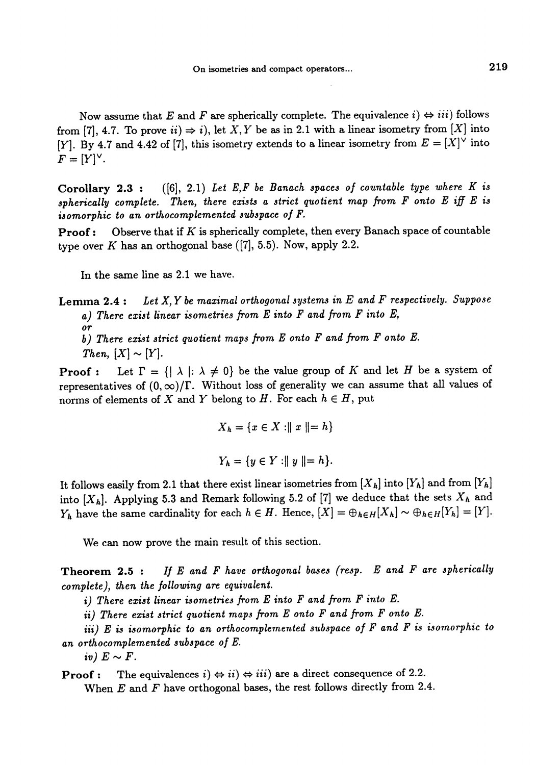Now assume that $E$ and $F$ are spherically complete. The equivalence $i) \Leftrightarrow iii)$ follows from [7], 4.7. To prove $ii) \Rightarrow i)$, let $X, Y$ be as in 2.1 with a linear isometry from $[X]$ into $[Y]$. By 4.7 and 4.42 of [7], this isometry extends to a linear isometry from $E = [X]^{\vee}$ into $F = [Y]^{\vee}$.

**Corollary 2.3 :** ([6], 2.1) *Let E,F be Banach spaces of countable type where K is spherically complete. Then, there exists a strict quotient map from F onto E iff E is isomorphic to an orthocomplemented subspace of F.*

**Proof :** Observe that if $K$ is spherically complete, then every Banach space of countable type over $K$ has an orthogonal base ([7], 5.5). Now, apply 2.2.

In the same line as 2.1 we have.

**Lemma 2.4 :** *Let X, Y be maximal orthogonal systems in E and F respectively. Suppose*

*a) There exist linear isometries from E into F and from F into E,*

*or*

*b) There exist strict quotient maps from E onto F and from F onto E.*

*Then,* $[X] \sim [Y]$.

**Proof :** Let $\Gamma = \{| \lambda | : \lambda \neq 0\}$ be the value group of $K$ and let $H$ be a system of representatives of $(0, \infty)/\Gamma$. Without loss of generality we can assume that all values of norms of elements of $X$ and $Y$ belong to $H$. For each $h \in H$, put

$$X_h = \{x \in X : \| x \| = h\}$$

$$Y_h = \{y \in Y : \| y \| = h\}.$$

It follows easily from 2.1 that there exist linear isometries from $[X_h]$ into $[Y_h]$ and from $[Y_h]$ into $[X_h]$. Applying 5.3 and Remark following 5.2 of [7] we deduce that the sets $X_h$ and $Y_h$ have the same cardinality for each $h \in H$. Hence, $[X] = \oplus_{h \in H}[X_h] \sim \oplus_{h \in H}[Y_h] = [Y]$.

We can now prove the main result of this section.

**Theorem 2.5 :** *If E and F have orthogonal bases (resp. E and F are spherically complete), then the following are equivalent.*

*i) There exist linear isometries from E into F and from F into E.*

*ii) There exist strict quotient maps from E onto F and from F onto E.*

*iii) E is isomorphic to an orthocomplemented subspace of F and F is isomorphic to an orthocomplemented subspace of E.*

*iv)* $E \sim F$.

**Proof :** The equivalences $i) \Leftrightarrow ii) \Leftrightarrow iii)$ are a direct consequence of 2.2.

When $E$ and $F$ have orthogonal bases, the rest follows directly from 2.4.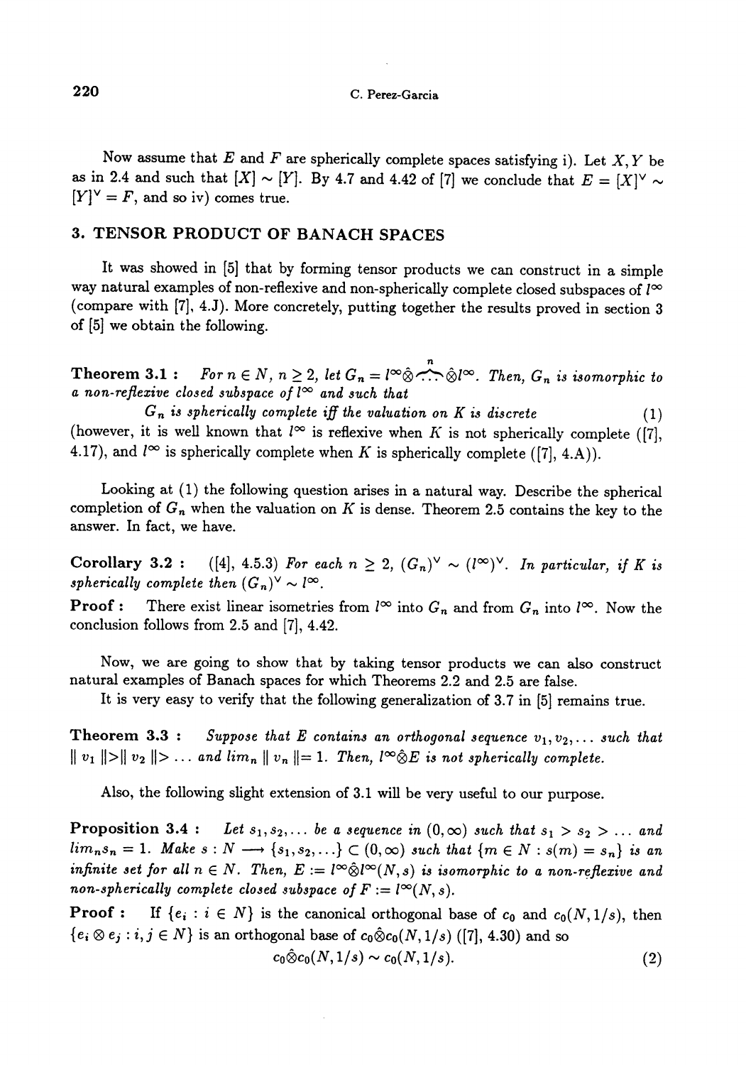Now assume that $E$ and $F$ are spherically complete spaces satisfying i). Let $X, Y$ be as in 2.4 and such that $[X] \sim [Y]$. By 4.7 and 4.42 of [7] we conclude that $E = [X]^\vee \sim [Y]^\vee = F$, and so iv) comes true.

## 3. TENSOR PRODUCT OF BANACH SPACES

It was showed in [5] that by forming tensor products we can construct in a simple way natural examples of non-reflexive and non-spherically complete closed subspaces of $l^\infty$ (compare with [7], 4.J). More concretely, putting together the results proved in section 3 of [5] we obtain the following.

**Theorem 3.1 :** *For $n \in N$, $n \geq 2$, let $G_n = l^\infty \hat{\otimes} \overset{n}{\cdots} \hat{\otimes} l^\infty$. Then, $G_n$ is isomorphic to a non-reflexive closed subspace of $l^\infty$ and such that*

$$G_n \text{ is spherically complete iff the valuation on } K \text{ is discrete} \tag{1}$$

(however, it is well known that $l^\infty$ is reflexive when $K$ is not spherically complete ([7], 4.17), and $l^\infty$ is spherically complete when $K$ is spherically complete ([7], 4.A)).

Looking at (1) the following question arises in a natural way. Describe the spherical completion of $G_n$ when the valuation on $K$ is dense. Theorem 2.5 contains the key to the answer. In fact, we have.

**Corollary 3.2 :** ([4], 4.5.3) *For each $n \geq 2$, $(G_n)^\vee \sim (l^\infty)^\vee$. In particular, if $K$ is spherically complete then $(G_n)^\vee \sim l^\infty$.*

**Proof :** There exist linear isometries from $l^\infty$ into $G_n$ and from $G_n$ into $l^\infty$. Now the conclusion follows from 2.5 and [7], 4.42.

Now, we are going to show that by taking tensor products we can also construct natural examples of Banach spaces for which Theorems 2.2 and 2.5 are false.

It is very easy to verify that the following generalization of 3.7 in [5] remains true.

**Theorem 3.3 :** *Suppose that $E$ contains an orthogonal sequence $v_1, v_2, \ldots$ such that $\| v_1 \| > \| v_2 \| > \ldots$ and $\lim_n \| v_n \| = 1$. Then, $l^\infty \hat{\otimes} E$ is not spherically complete.*

Also, the following slight extension of 3.1 will be very useful to our purpose.

**Proposition 3.4 :** *Let $s_1, s_2, \ldots$ be a sequence in $(0, \infty)$ such that $s_1 > s_2 > \ldots$ and $\lim_n s_n = 1$. Make $s : N \longrightarrow \{s_1, s_2, \ldots\} \subset (0, \infty)$ such that $\{m \in N : s(m) = s_n\}$ is an infinite set for all $n \in N$. Then, $E := l^\infty \hat{\otimes} l^\infty(N, s)$ is isomorphic to a non-reflexive and non-spherically complete closed subspace of $F := l^\infty(N, s)$.*

**Proof :** If $\{e_i : i \in N\}$ is the canonical orthogonal base of $c_0$ and $c_0(N, 1/s)$, then $\{e_i \otimes e_j : i, j \in N\}$ is an orthogonal base of $c_0 \hat{\otimes} c_0(N, 1/s)$ ([7], 4.30) and so

$$c_0 \hat{\otimes} c_0(N, 1/s) \sim c_0(N, 1/s). \tag{2}$$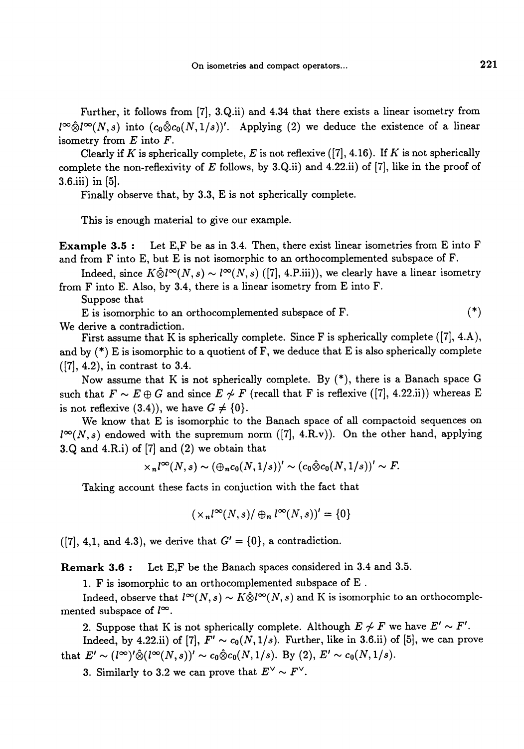Further, it follows from [7], 3.Q.ii) and 4.34 that there exists a linear isometry from $l^\infty \hat{\otimes} l^\infty(N,s)$ into $(c_0 \hat{\otimes} c_0(N,1/s))'$. Applying (2) we deduce the existence of a linear isometry from $E$ into $F$.

Clearly if $K$ is spherically complete, $E$ is not reflexive ([7], 4.16). If $K$ is not spherically complete the non-reflexivity of $E$ follows, by 3.Q.ii) and 4.22.ii) of [7], like in the proof of 3.6.iii) in [5].

Finally observe that, by 3.3, E is not spherically complete.

This is enough material to give our example.

**Example 3.5 :** Let E,F be as in 3.4. Then, there exist linear isometries from E into F and from F into E, but E is not isomorphic to an orthocomplemented subspace of F.

Indeed, since $K \hat{\otimes} l^\infty(N,s) \sim l^\infty(N,s)$ ([7], 4.P.iii)), we clearly have a linear isometry from F into E. Also, by 3.4, there is a linear isometry from E into F.

Suppose that

E is isomorphic to an orthocomplemented subspace of F. (*)

We derive a contradiction.

First assume that K is spherically complete. Since F is spherically complete ([7], 4.A), and by (*) E is isomorphic to a quotient of F, we deduce that E is also spherically complete ([7], 4.2), in contrast to 3.4.

Now assume that K is not spherically complete. By (*), there is a Banach space G such that $F \sim E \oplus G$ and since $E \not\sim F$ (recall that F is reflexive ([7], 4.22.ii)) whereas E is not reflexive (3.4)), we have $G \neq \{0\}$.

We know that E is isomorphic to the Banach space of all compactoid sequences on $l^\infty(N,s)$ endowed with the supremum norm ([7], 4.R.v)). On the other hand, applying 3.Q and 4.R.i) of [7] and (2) we obtain that

$$\times_n l^\infty(N,s) \sim (\oplus_n c_0(N,1/s))' \sim (c_0 \hat{\otimes} c_0(N,1/s))' \sim F.$$

Taking account these facts in conjuction with the fact that

$$(\times_n l^\infty(N,s) / \oplus_n l^\infty(N,s))' = \{0\}$$

([7], 4,1, and 4.3), we derive that $G' = \{0\}$, a contradiction.

**Remark 3.6 :** Let E,F be the Banach spaces considered in 3.4 and 3.5.

1. F is isomorphic to an orthocomplemented subspace of E .

Indeed, observe that $l^\infty(N,s) \sim K \hat{\otimes} l^\infty(N,s)$ and K is isomorphic to an orthocomplemented subspace of $l^\infty$.

2. Suppose that K is not spherically complete. Although $E \not\sim F$ we have $E' \sim F'$.

Indeed, by 4.22.ii) of [7], $F' \sim c_0(N,1/s)$. Further, like in 3.6.ii) of [5], we can prove that $E' \sim (l^\infty)' \hat{\otimes} (l^\infty(N,s))' \sim c_0 \hat{\otimes} c_0(N,1/s)$. By (2), $E' \sim c_0(N,1/s)$.

3. Similarly to 3.2 we can prove that $E^\vee \sim F^\vee$.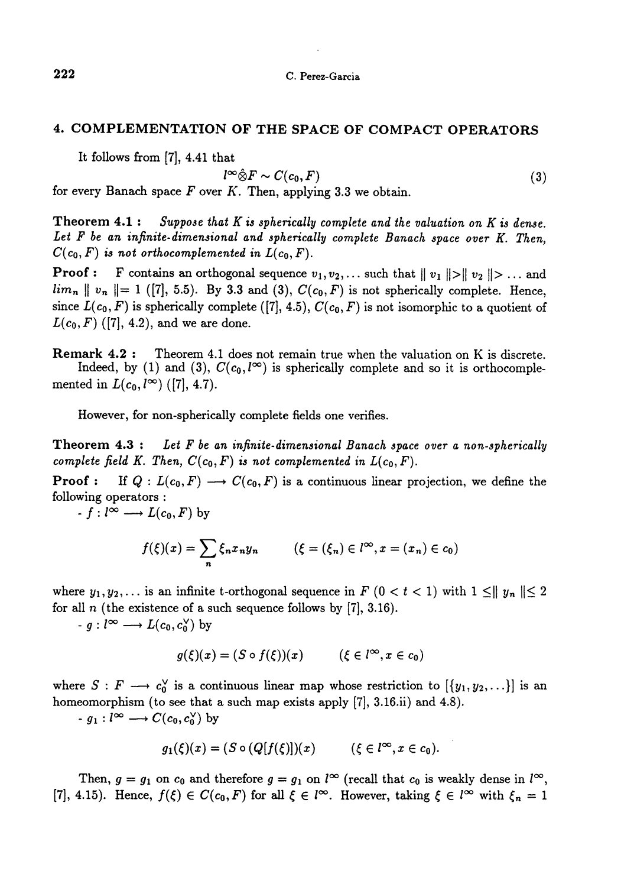## 4. COMPLEMENTATION OF THE SPACE OF COMPACT OPERATORS

It follows from [7], 4.41 that

$$l^{\infty}\hat{\otimes}F \sim C(c_0, F) \tag{3}$$

for every Banach space $F$ over $K$. Then, applying 3.3 we obtain.

**Theorem 4.1 :** *Suppose that $K$ is spherically complete and the valuation on $K$ is dense. Let $F$ be an infinite-dimensional and spherically complete Banach space over $K$. Then, $C(c_0, F)$ is not orthocomplemented in $L(c_0, F)$.*

**Proof :** F contains an orthogonal sequence $v_1, v_2, \ldots$ such that $\| v_1 \| > \| v_2 \| > \ldots$ and $lim_n \| v_n \| = 1$ ([7], 5.5). By 3.3 and (3), $C(c_0, F)$ is not spherically complete. Hence, since $L(c_0, F)$ is spherically complete ([7], 4.5), $C(c_0, F)$ is not isomorphic to a quotient of $L(c_0, F)$ ([7], 4.2), and we are done.

**Remark 4.2 :** Theorem 4.1 does not remain true when the valuation on K is discrete. Indeed, by (1) and (3), $C(c_0, l^{\infty})$ is spherically complete and so it is orthocomplemented in $L(c_0, l^{\infty})$ ([7], 4.7).

However, for non-spherically complete fields one verifies.

**Theorem 4.3 :** *Let $F$ be an infinite-dimensional Banach space over a non-spherically complete field $K$. Then, $C(c_0, F)$ is not complemented in $L(c_0, F)$.*

**Proof :** If $Q : L(c_0, F) \longrightarrow C(c_0, F)$ is a continuous linear projection, we define the following operators :

- $f : l^{\infty} \longrightarrow L(c_0, F)$ by

$$f(\xi)(x) = \sum_n \xi_n x_n y_n \qquad (\xi = (\xi_n) \in l^{\infty}, x = (x_n) \in c_0)$$

where $y_1, y_2, \ldots$ is an infinite t-orthogonal sequence in $F$ $(0 < t < 1)$ with $1 \leq \| y_n \| \leq 2$ for all $n$ (the existence of a such sequence follows by [7], 3.16).

- $g : l^{\infty} \longrightarrow L(c_0, c_0^{\vee})$ by

$$g(\xi)(x) = (S \circ f(\xi))(x) \qquad (\xi \in l^{\infty}, x \in c_0)$$

where $S : F \longrightarrow c_0^{\vee}$ is a continuous linear map whose restriction to $[\{y_1, y_2, \ldots\}]$ is an homeomorphism (to see that a such map exists apply [7], 3.16.ii) and 4.8).

- $g_1 : l^{\infty} \longrightarrow C(c_0, c_0^{\vee})$ by

$$g_1(\xi)(x) = (S \circ (Q[f(\xi)])(x) \qquad (\xi \in l^{\infty}, x \in c_0).$$

Then, $g = g_1$ on $c_0$ and therefore $g = g_1$ on $l^{\infty}$ (recall that $c_0$ is weakly dense in $l^{\infty}$, [7], 4.15). Hence, $f(\xi) \in C(c_0, F)$ for all $\xi \in l^{\infty}$. However, taking $\xi \in l^{\infty}$ with $\xi_n = 1$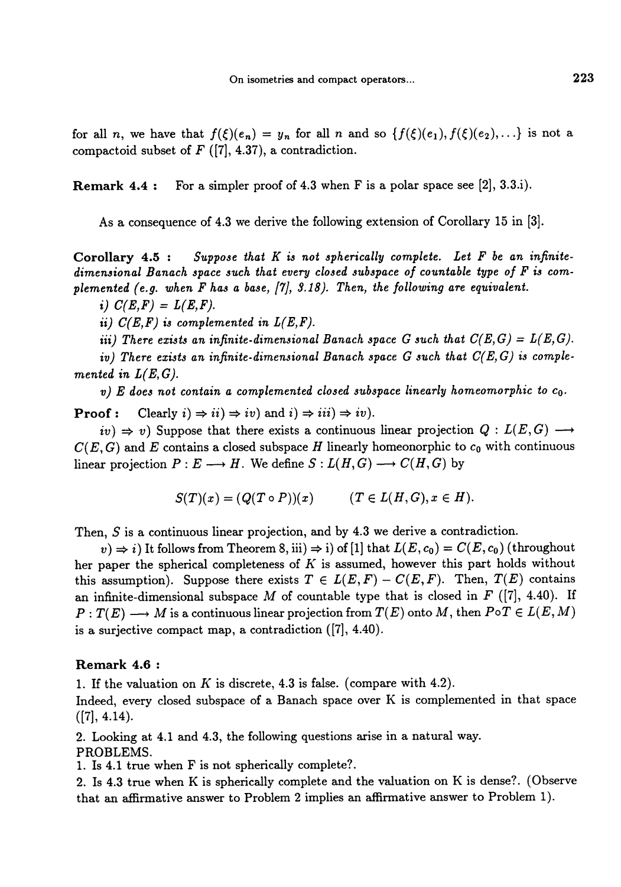for all $n$, we have that $f(\xi)(e_n) = y_n$ for all $n$ and so $\{f(\xi)(e_1), f(\xi)(e_2), \ldots\}$ is not a compactoid subset of $F$ ([7], 4.37), a contradiction.

**Remark 4.4 :** For a simpler proof of 4.3 when F is a polar space see [2], 3.3.i).

As a consequence of 4.3 we derive the following extension of Corollary 15 in [3].

**Corollary 4.5 :** *Suppose that $K$ is not spherically complete. Let $F$ be an infinite-dimensional Banach space such that every closed subspace of countable type of $F$ is complemented (e.g. when $F$ has a base, [7], 3.18). Then, the following are equivalent.*

*i) $C(E,F) = L(E,F)$.*

*ii) $C(E,F)$ is complemented in $L(E,F)$.*

*iii) There exists an infinite-dimensional Banach space $G$ such that $C(E,G) = L(E,G)$.*

*iv) There exists an infinite-dimensional Banach space $G$ such that $C(E,G)$ is complemented in $L(E,G)$.*

*v) $E$ does not contain a complemented closed subspace linearly homeomorphic to $c_0$.*

**Proof :** Clearly $i) \Rightarrow ii) \Rightarrow iv)$ and $i) \Rightarrow iii) \Rightarrow iv)$.

$iv) \Rightarrow v)$ Suppose that there exists a continuous linear projection $Q : L(E,G) \longrightarrow C(E,G)$ and $E$ contains a closed subspace $H$ linearly homeonorphic to $c_0$ with continuous linear projection $P : E \longrightarrow H$. We define $S : L(H,G) \longrightarrow C(H,G)$ by

$$S(T)(x) = (Q(T \circ P))(x) \qquad (T \in L(H,G), x \in H).$$

Then, $S$ is a continuous linear projection, and by 4.3 we derive a contradiction.

$v) \Rightarrow i)$ It follows from Theorem 8, iii) $\Rightarrow$ i) of [1] that $L(E,c_0) = C(E,c_0)$ (throughout her paper the spherical completeness of $K$ is assumed, however this part holds without this assumption). Suppose there exists $T \in L(E,F) - C(E,F)$. Then, $T(E)$ contains an infinite-dimensional subspace $M$ of countable type that is closed in $F$ ([7], 4.40). If $P : T(E) \longrightarrow M$ is a continuous linear projection from $T(E)$ onto $M$, then $P \circ T \in L(E,M)$ is a surjective compact map, a contradiction ([7], 4.40).

**Remark 4.6 :**

1. If the valuation on $K$ is discrete, 4.3 is false. (compare with 4.2).
Indeed, every closed subspace of a Banach space over K is complemented in that space ([7], 4.14).

2. Looking at 4.1 and 4.3, the following questions arise in a natural way.
PROBLEMS.
1. Is 4.1 true when F is not spherically complete?.
2. Is 4.3 true when K is spherically complete and the valuation on K is dense?. (Observe that an affirmative answer to Problem 2 implies an affirmative answer to Problem 1).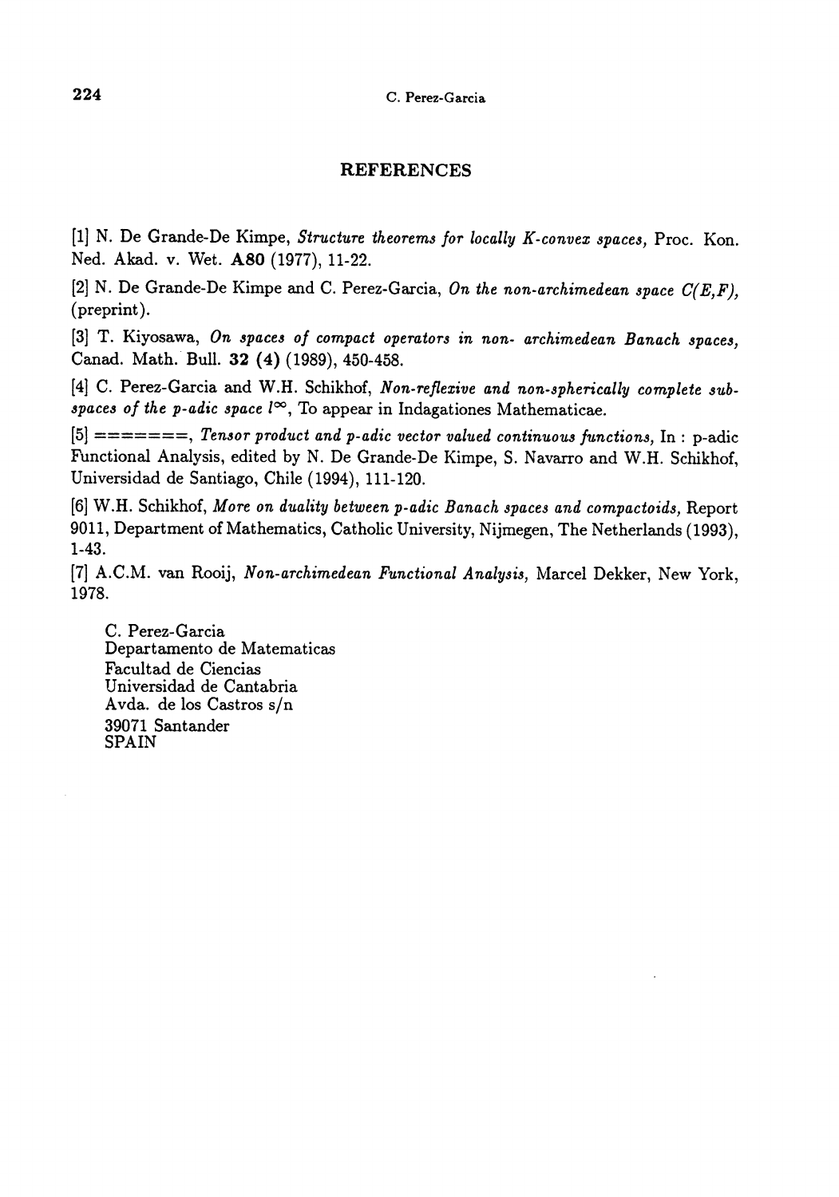## REFERENCES

[1] N. De Grande-De Kimpe, *Structure theorems for locally K-convex spaces,* Proc. Kon. Ned. Akad. v. Wet. **A80** (1977), 11-22.

[2] N. De Grande-De Kimpe and C. Perez-Garcia, *On the non-archimedean space C(E,F),* (preprint).

[3] T. Kiyosawa, *On spaces of compact operators in non- archimedean Banach spaces,* Canad. Math. Bull. **32 (4)** (1989), 450-458.

[4] C. Perez-Garcia and W.H. Schikhof, *Non-reflexive and non-spherically complete subspaces of the p-adic space $l^\infty$,* To appear in Indagationes Mathematicae.

[5] =======, *Tensor product and p-adic vector valued continuous functions,* In : p-adic Functional Analysis, edited by N. De Grande-De Kimpe, S. Navarro and W.H. Schikhof, Universidad de Santiago, Chile (1994), 111-120.

[6] W.H. Schikhof, *More on duality between p-adic Banach spaces and compactoids,* Report 9011, Department of Mathematics, Catholic University, Nijmegen, The Netherlands (1993), 1-43.

[7] A.C.M. van Rooij, *Non-archimedean Functional Analysis,* Marcel Dekker, New York, 1978.

C. Perez-Garcia
Departamento de Matematicas
Facultad de Ciencias
Universidad de Cantabria
Avda. de los Castros s/n
39071 Santander
SPAIN